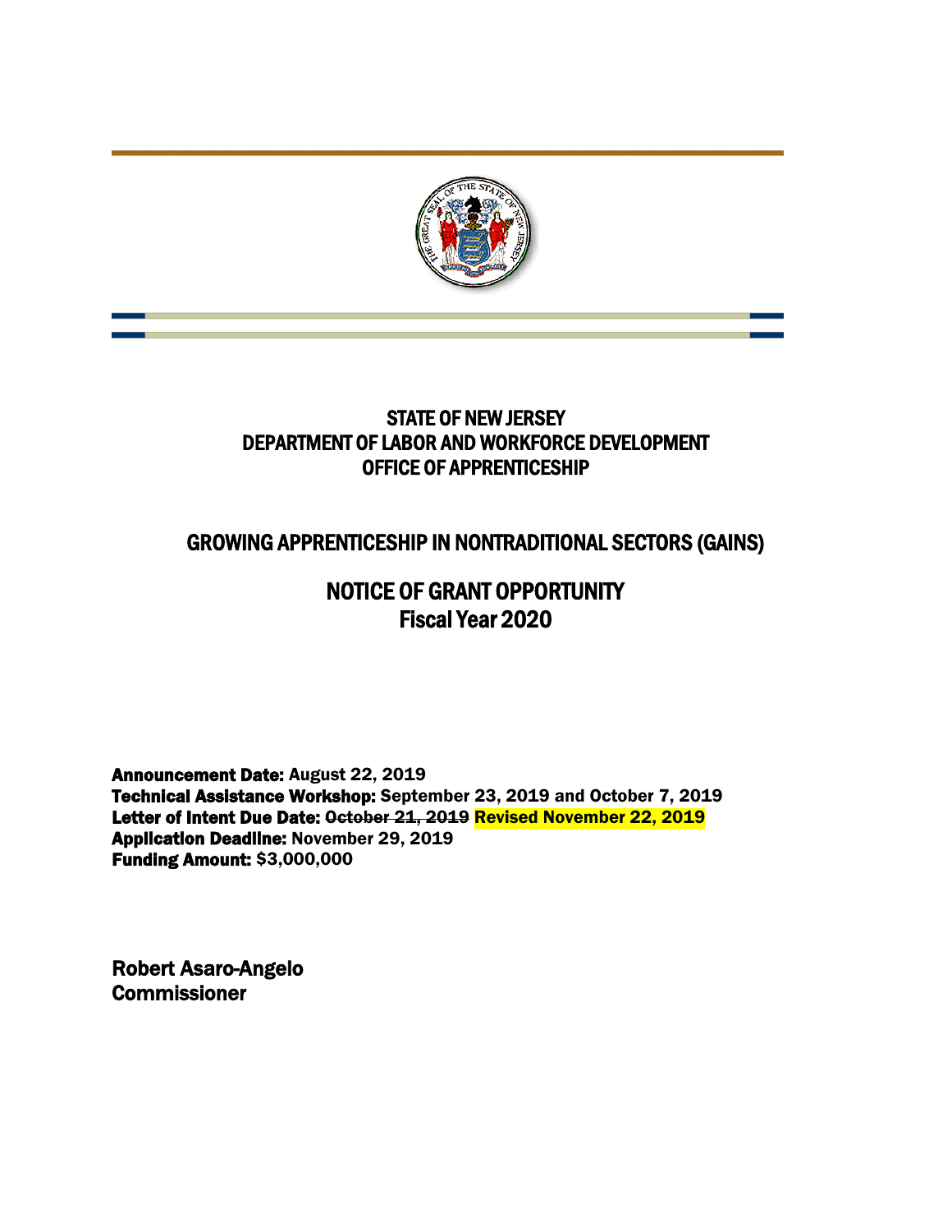# STATE OF NEW JERSEY
# DEPARTMENT OF LABOR AND WORKFORCE DEVELOPMENT
# OFFICE OF APPRENTICESHIP

## GROWING APPRENTICESHIP IN NONTRADITIONAL SECTORS (GAINS)

## NOTICE OF GRANT OPPORTUNITY
## Fiscal Year 2020

**Announcement Date:** August 22, 2019
**Technical Assistance Workshop:** September 23, 2019 and October 7, 2019
**Letter of Intent Due Date:** ~~October 21, 2019~~ **Revised November 22, 2019**
**Application Deadline:** November 29, 2019
**Funding Amount:** $3,000,000

**Robert Asaro-Angelo**
**Commissioner**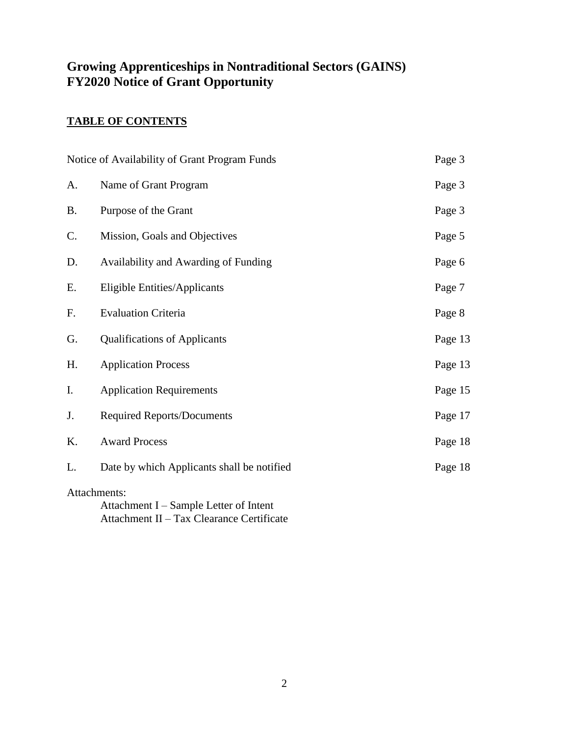# Growing Apprenticeships in Nontraditional Sectors (GAINS)
# FY2020 Notice of Grant Opportunity

## TABLE OF CONTENTS

| | | |
|---|---|---|
| Notice of Availability of Grant Program Funds | | Page 3 |
| A. | Name of Grant Program | Page 3 |
| B. | Purpose of the Grant | Page 3 |
| C. | Mission, Goals and Objectives | Page 5 |
| D. | Availability and Awarding of Funding | Page 6 |
| E. | Eligible Entities/Applicants | Page 7 |
| F. | Evaluation Criteria | Page 8 |
| G. | Qualifications of Applicants | Page 13 |
| H. | Application Process | Page 13 |
| I. | Application Requirements | Page 15 |
| J. | Required Reports/Documents | Page 17 |
| K. | Award Process | Page 18 |
| L. | Date by which Applicants shall be notified | Page 18 |

Attachments:

- Attachment I – Sample Letter of Intent
- Attachment II – Tax Clearance Certificate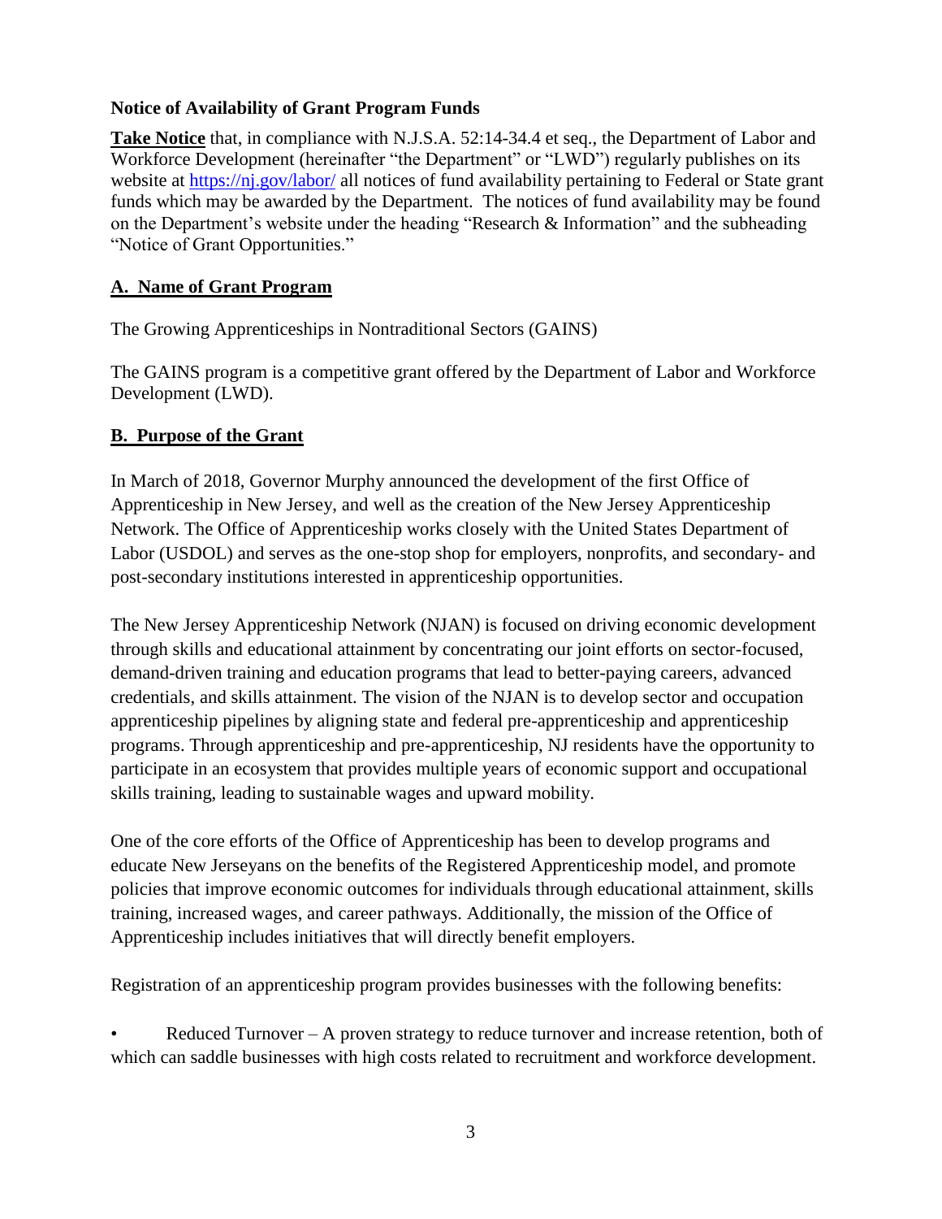**Notice of Availability of Grant Program Funds**

**Take Notice** that, in compliance with N.J.S.A. 52:14-34.4 et seq., the Department of Labor and Workforce Development (hereinafter "the Department" or "LWD") regularly publishes on its website at https://nj.gov/labor/ all notices of fund availability pertaining to Federal or State grant funds which may be awarded by the Department. The notices of fund availability may be found on the Department's website under the heading "Research & Information" and the subheading "Notice of Grant Opportunities."

## A. Name of Grant Program

The Growing Apprenticeships in Nontraditional Sectors (GAINS)

The GAINS program is a competitive grant offered by the Department of Labor and Workforce Development (LWD).

## B. Purpose of the Grant

In March of 2018, Governor Murphy announced the development of the first Office of Apprenticeship in New Jersey, and well as the creation of the New Jersey Apprenticeship Network. The Office of Apprenticeship works closely with the United States Department of Labor (USDOL) and serves as the one-stop shop for employers, nonprofits, and secondary- and post-secondary institutions interested in apprenticeship opportunities.

The New Jersey Apprenticeship Network (NJAN) is focused on driving economic development through skills and educational attainment by concentrating our joint efforts on sector-focused, demand-driven training and education programs that lead to better-paying careers, advanced credentials, and skills attainment. The vision of the NJAN is to develop sector and occupation apprenticeship pipelines by aligning state and federal pre-apprenticeship and apprenticeship programs. Through apprenticeship and pre-apprenticeship, NJ residents have the opportunity to participate in an ecosystem that provides multiple years of economic support and occupational skills training, leading to sustainable wages and upward mobility.

One of the core efforts of the Office of Apprenticeship has been to develop programs and educate New Jerseyans on the benefits of the Registered Apprenticeship model, and promote policies that improve economic outcomes for individuals through educational attainment, skills training, increased wages, and career pathways. Additionally, the mission of the Office of Apprenticeship includes initiatives that will directly benefit employers.

Registration of an apprenticeship program provides businesses with the following benefits:

- Reduced Turnover – A proven strategy to reduce turnover and increase retention, both of which can saddle businesses with high costs related to recruitment and workforce development.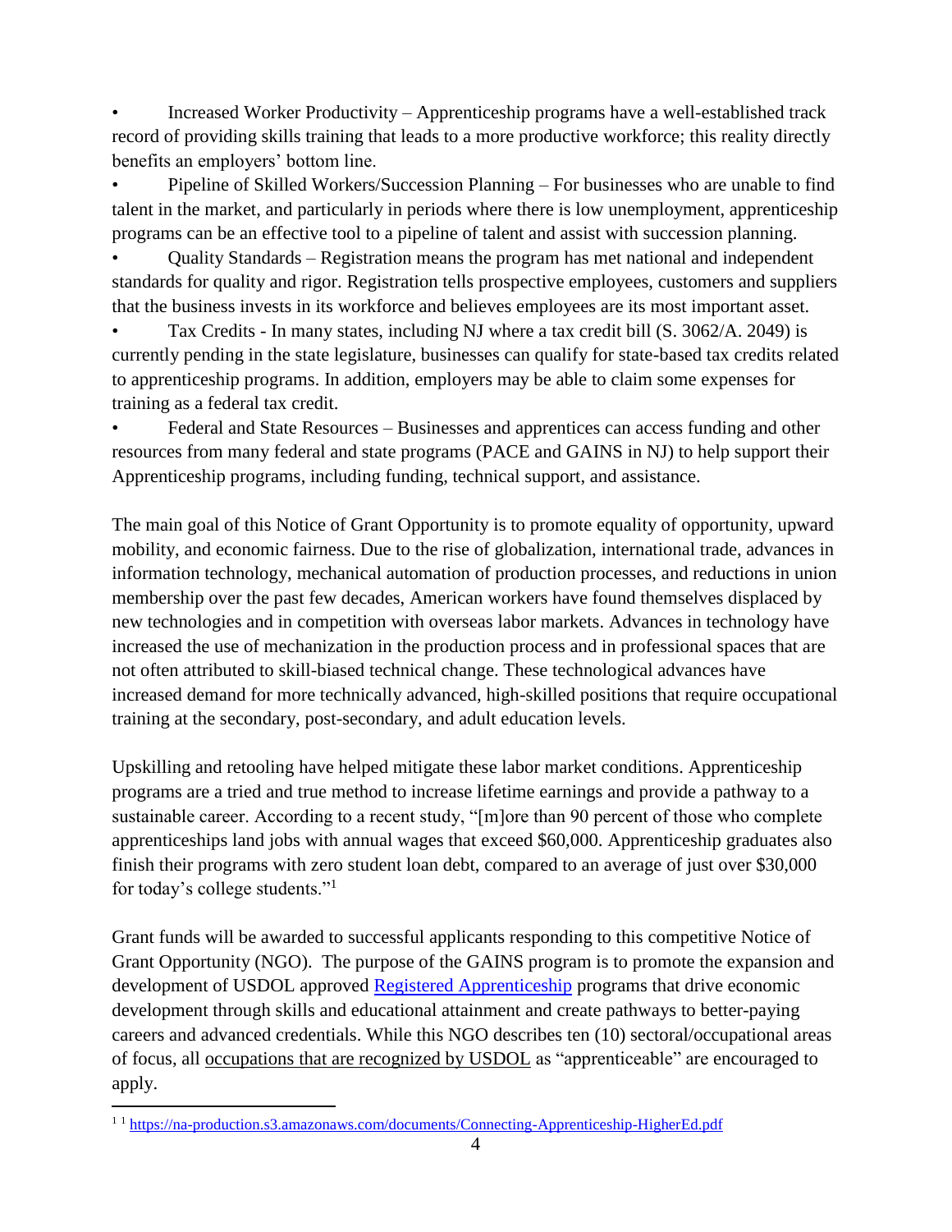- Increased Worker Productivity – Apprenticeship programs have a well-established track record of providing skills training that leads to a more productive workforce; this reality directly benefits an employers' bottom line.
- Pipeline of Skilled Workers/Succession Planning – For businesses who are unable to find talent in the market, and particularly in periods where there is low unemployment, apprenticeship programs can be an effective tool to a pipeline of talent and assist with succession planning.
- Quality Standards – Registration means the program has met national and independent standards for quality and rigor. Registration tells prospective employees, customers and suppliers that the business invests in its workforce and believes employees are its most important asset.
- Tax Credits - In many states, including NJ where a tax credit bill (S. 3062/A. 2049) is currently pending in the state legislature, businesses can qualify for state-based tax credits related to apprenticeship programs. In addition, employers may be able to claim some expenses for training as a federal tax credit.
- Federal and State Resources – Businesses and apprentices can access funding and other resources from many federal and state programs (PACE and GAINS in NJ) to help support their Apprenticeship programs, including funding, technical support, and assistance.

The main goal of this Notice of Grant Opportunity is to promote equality of opportunity, upward mobility, and economic fairness. Due to the rise of globalization, international trade, advances in information technology, mechanical automation of production processes, and reductions in union membership over the past few decades, American workers have found themselves displaced by new technologies and in competition with overseas labor markets. Advances in technology have increased the use of mechanization in the production process and in professional spaces that are not often attributed to skill-biased technical change. These technological advances have increased demand for more technically advanced, high-skilled positions that require occupational training at the secondary, post-secondary, and adult education levels.

Upskilling and retooling have helped mitigate these labor market conditions. Apprenticeship programs are a tried and true method to increase lifetime earnings and provide a pathway to a sustainable career. According to a recent study, "[m]ore than 90 percent of those who complete apprenticeships land jobs with annual wages that exceed $60,000. Apprenticeship graduates also finish their programs with zero student loan debt, compared to an average of just over $30,000 for today's college students."[1]

Grant funds will be awarded to successful applicants responding to this competitive Notice of Grant Opportunity (NGO). The purpose of the GAINS program is to promote the expansion and development of USDOL approved Registered Apprenticeship programs that drive economic development through skills and educational attainment and create pathways to better-paying careers and advanced credentials. While this NGO describes ten (10) sectoral/occupational areas of focus, all occupations that are recognized by USDOL as "apprenticeable" are encouraged to apply.

---

[1] [1] https://na-production.s3.amazonaws.com/documents/Connecting-Apprenticeship-HigherEd.pdf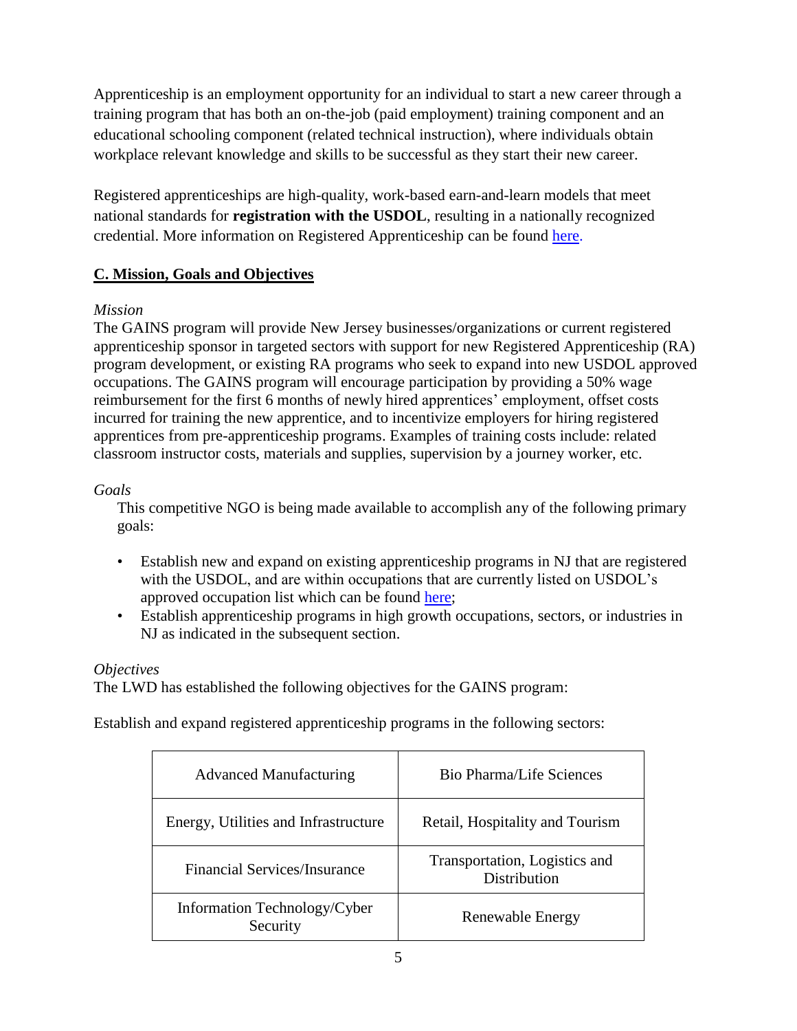Apprenticeship is an employment opportunity for an individual to start a new career through a training program that has both an on-the-job (paid employment) training component and an educational schooling component (related technical instruction), where individuals obtain workplace relevant knowledge and skills to be successful as they start their new career.

Registered apprenticeships are high-quality, work-based earn-and-learn models that meet national standards for **registration with the USDOL**, resulting in a nationally recognized credential. More information on Registered Apprenticeship can be found here.

## C. Mission, Goals and Objectives

*Mission*

The GAINS program will provide New Jersey businesses/organizations or current registered apprenticeship sponsor in targeted sectors with support for new Registered Apprenticeship (RA) program development, or existing RA programs who seek to expand into new USDOL approved occupations. The GAINS program will encourage participation by providing a 50% wage reimbursement for the first 6 months of newly hired apprentices' employment, offset costs incurred for training the new apprentice, and to incentivize employers for hiring registered apprentices from pre-apprenticeship programs. Examples of training costs include: related classroom instructor costs, materials and supplies, supervision by a journey worker, etc.

*Goals*

This competitive NGO is being made available to accomplish any of the following primary goals:

- Establish new and expand on existing apprenticeship programs in NJ that are registered with the USDOL, and are within occupations that are currently listed on USDOL's approved occupation list which can be found here;
- Establish apprenticeship programs in high growth occupations, sectors, or industries in NJ as indicated in the subsequent section.

*Objectives*

The LWD has established the following objectives for the GAINS program:

Establish and expand registered apprenticeship programs in the following sectors:

| | |
|---|---|
| Advanced Manufacturing | Bio Pharma/Life Sciences |
| Energy, Utilities and Infrastructure | Retail, Hospitality and Tourism |
| Financial Services/Insurance | Transportation, Logistics and Distribution |
| Information Technology/Cyber Security | Renewable Energy |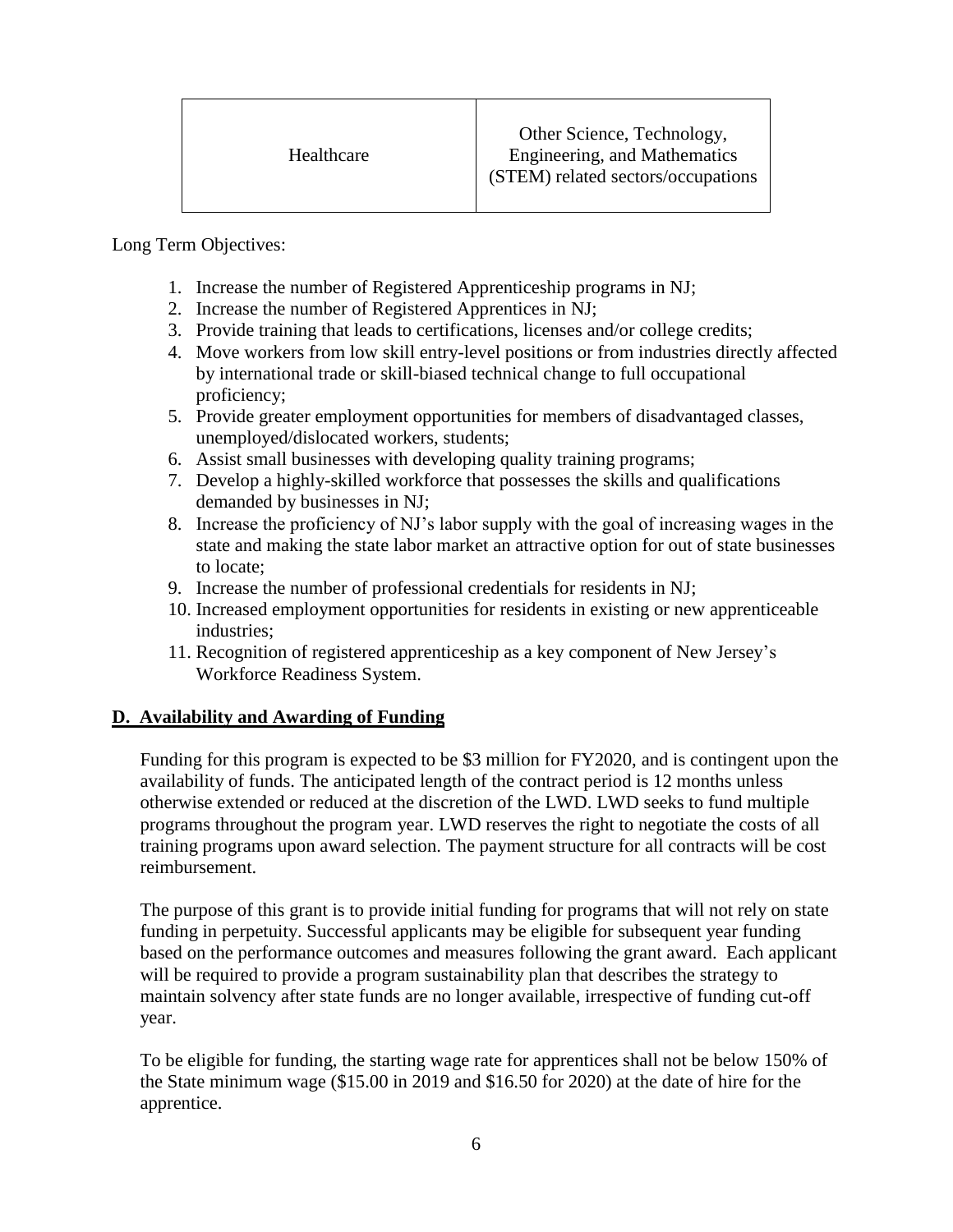| Healthcare | Other Science, Technology, Engineering, and Mathematics (STEM) related sectors/occupations |
|---|---|

Long Term Objectives:

1. Increase the number of Registered Apprenticeship programs in NJ;
2. Increase the number of Registered Apprentices in NJ;
3. Provide training that leads to certifications, licenses and/or college credits;
4. Move workers from low skill entry-level positions or from industries directly affected by international trade or skill-biased technical change to full occupational proficiency;
5. Provide greater employment opportunities for members of disadvantaged classes, unemployed/dislocated workers, students;
6. Assist small businesses with developing quality training programs;
7. Develop a highly-skilled workforce that possesses the skills and qualifications demanded by businesses in NJ;
8. Increase the proficiency of NJ's labor supply with the goal of increasing wages in the state and making the state labor market an attractive option for out of state businesses to locate;
9. Increase the number of professional credentials for residents in NJ;
10. Increased employment opportunities for residents in existing or new apprenticeable industries;
11. Recognition of registered apprenticeship as a key component of New Jersey's Workforce Readiness System.

## D. Availability and Awarding of Funding

Funding for this program is expected to be $3 million for FY2020, and is contingent upon the availability of funds. The anticipated length of the contract period is 12 months unless otherwise extended or reduced at the discretion of the LWD. LWD seeks to fund multiple programs throughout the program year. LWD reserves the right to negotiate the costs of all training programs upon award selection. The payment structure for all contracts will be cost reimbursement.

The purpose of this grant is to provide initial funding for programs that will not rely on state funding in perpetuity. Successful applicants may be eligible for subsequent year funding based on the performance outcomes and measures following the grant award. Each applicant will be required to provide a program sustainability plan that describes the strategy to maintain solvency after state funds are no longer available, irrespective of funding cut-off year.

To be eligible for funding, the starting wage rate for apprentices shall not be below 150% of the State minimum wage ($15.00 in 2019 and $16.50 for 2020) at the date of hire for the apprentice.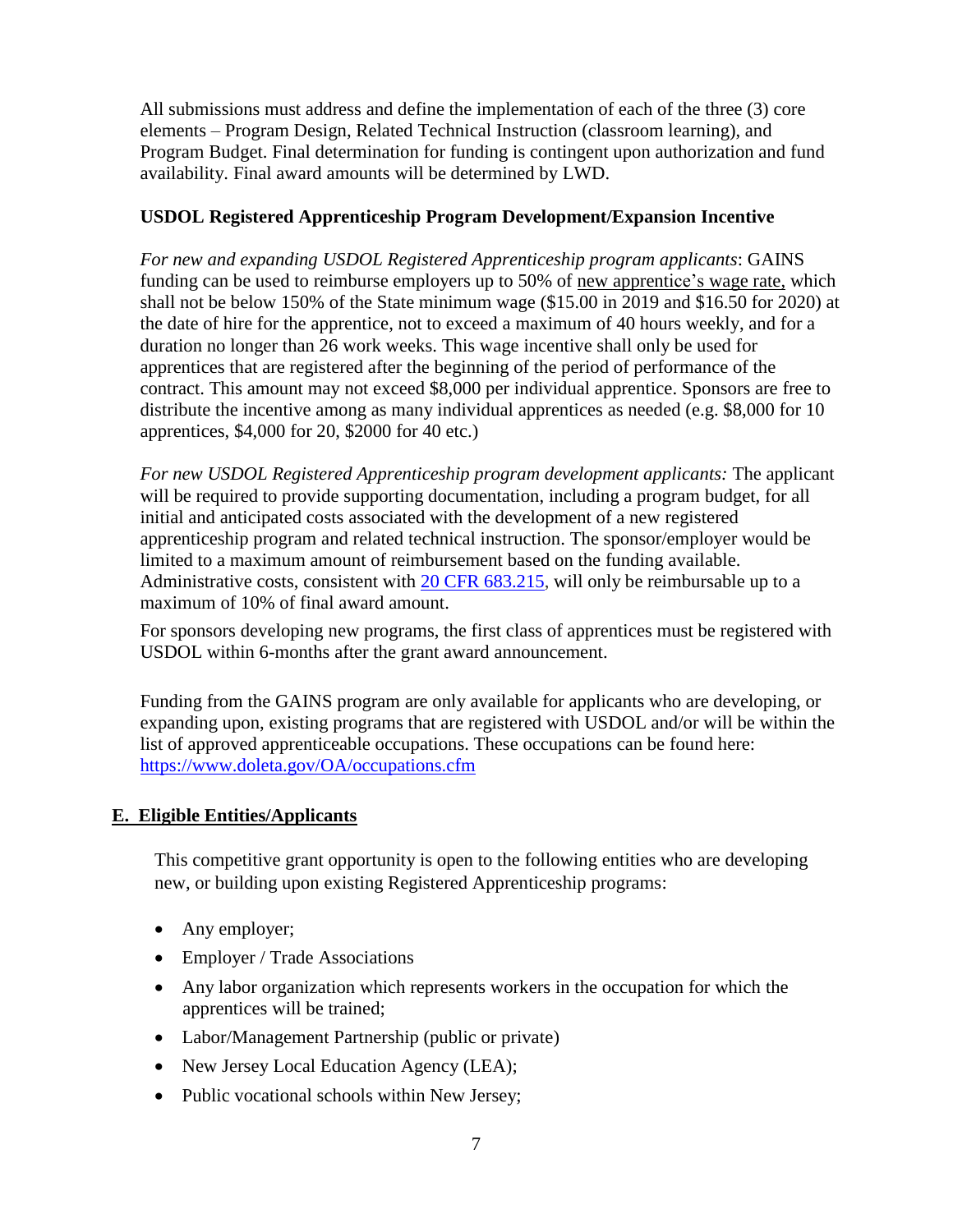All submissions must address and define the implementation of each of the three (3) core elements – Program Design, Related Technical Instruction (classroom learning), and Program Budget. Final determination for funding is contingent upon authorization and fund availability. Final award amounts will be determined by LWD.

**USDOL Registered Apprenticeship Program Development/Expansion Incentive**

*For new and expanding USDOL Registered Apprenticeship program applicants*: GAINS funding can be used to reimburse employers up to 50% of new apprentice's wage rate, which shall not be below 150% of the State minimum wage ($15.00 in 2019 and $16.50 for 2020) at the date of hire for the apprentice, not to exceed a maximum of 40 hours weekly, and for a duration no longer than 26 work weeks. This wage incentive shall only be used for apprentices that are registered after the beginning of the period of performance of the contract. This amount may not exceed $8,000 per individual apprentice. Sponsors are free to distribute the incentive among as many individual apprentices as needed (e.g. $8,000 for 10 apprentices, $4,000 for 20, $2000 for 40 etc.)

*For new USDOL Registered Apprenticeship program development applicants:* The applicant will be required to provide supporting documentation, including a program budget, for all initial and anticipated costs associated with the development of a new registered apprenticeship program and related technical instruction. The sponsor/employer would be limited to a maximum amount of reimbursement based on the funding available. Administrative costs, consistent with 20 CFR 683.215, will only be reimbursable up to a maximum of 10% of final award amount.

For sponsors developing new programs, the first class of apprentices must be registered with USDOL within 6-months after the grant award announcement.

Funding from the GAINS program are only available for applicants who are developing, or expanding upon, existing programs that are registered with USDOL and/or will be within the list of approved apprenticeable occupations. These occupations can be found here: https://www.doleta.gov/OA/occupations.cfm

## E. Eligible Entities/Applicants

This competitive grant opportunity is open to the following entities who are developing new, or building upon existing Registered Apprenticeship programs:

- Any employer;
- Employer / Trade Associations
- Any labor organization which represents workers in the occupation for which the apprentices will be trained;
- Labor/Management Partnership (public or private)
- New Jersey Local Education Agency (LEA);
- Public vocational schools within New Jersey;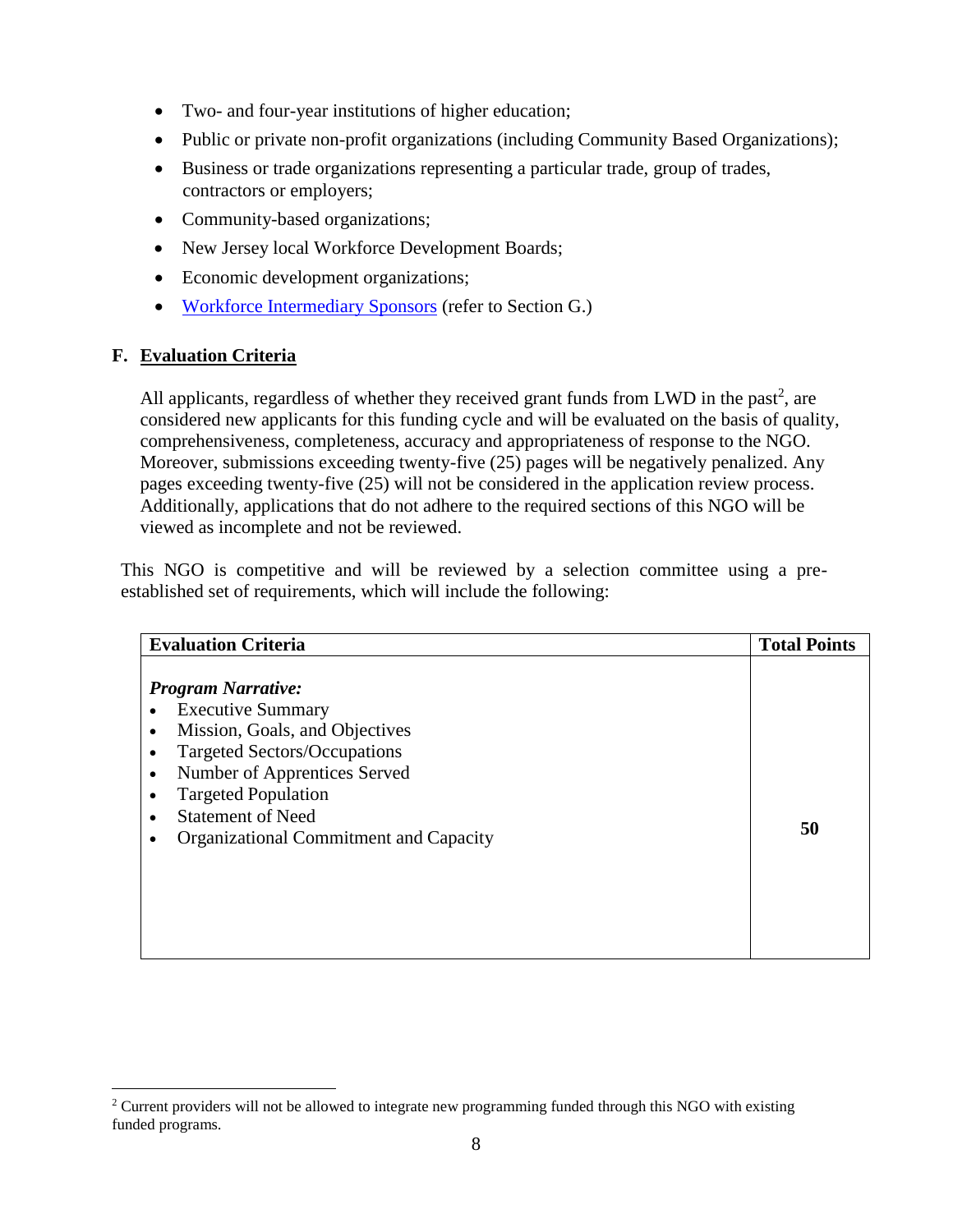- Two- and four-year institutions of higher education;
- Public or private non-profit organizations (including Community Based Organizations);
- Business or trade organizations representing a particular trade, group of trades, contractors or employers;
- Community-based organizations;
- New Jersey local Workforce Development Boards;
- Economic development organizations;
- Workforce Intermediary Sponsors (refer to Section G.)

## F. Evaluation Criteria

All applicants, regardless of whether they received grant funds from LWD in the past[2], are considered new applicants for this funding cycle and will be evaluated on the basis of quality, comprehensiveness, completeness, accuracy and appropriateness of response to the NGO. Moreover, submissions exceeding twenty-five (25) pages will be negatively penalized. Any pages exceeding twenty-five (25) will not be considered in the application review process. Additionally, applications that do not adhere to the required sections of this NGO will be viewed as incomplete and not be reviewed.

This NGO is competitive and will be reviewed by a selection committee using a pre-established set of requirements, which will include the following:

| Evaluation Criteria | Total Points |
|---|---|
| ***Program Narrative:***<br>• Executive Summary<br>• Mission, Goals, and Objectives<br>• Targeted Sectors/Occupations<br>• Number of Apprentices Served<br>• Targeted Population<br>• Statement of Need<br>• Organizational Commitment and Capacity | **50** |

[2] Current providers will not be allowed to integrate new programming funded through this NGO with existing funded programs.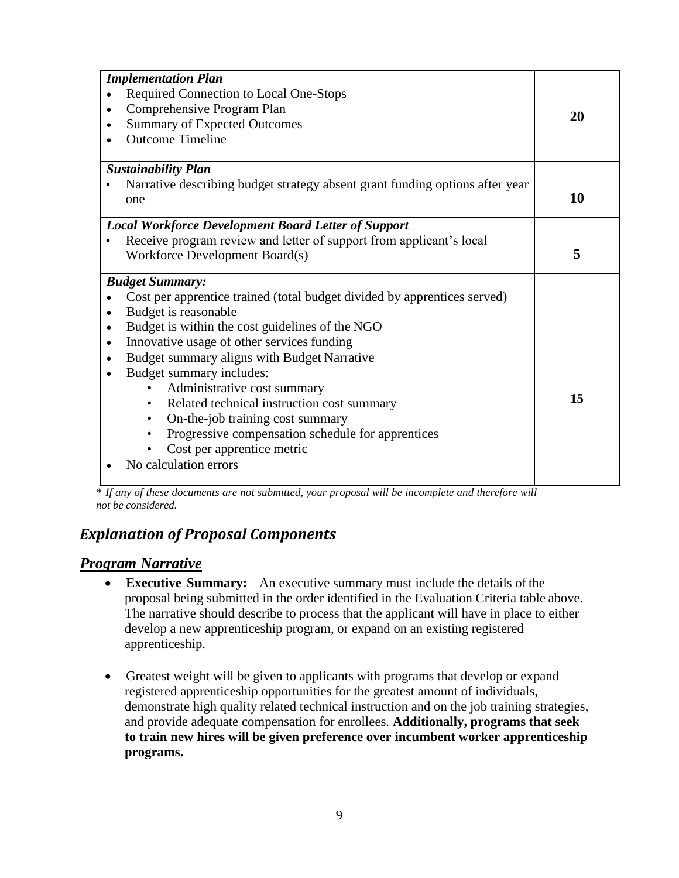| | |
|---|---|
| ***Implementation Plan***<br>• Required Connection to Local One-Stops<br>• Comprehensive Program Plan<br>• Summary of Expected Outcomes<br>• Outcome Timeline | **20** |
| ***Sustainability Plan***<br>• Narrative describing budget strategy absent grant funding options after year one | **10** |
| ***Local Workforce Development Board Letter of Support***<br>• Receive program review and letter of support from applicant's local Workforce Development Board(s) | **5** |
| ***Budget Summary:***<br>• Cost per apprentice trained (total budget divided by apprentices served)<br>• Budget is reasonable<br>• Budget is within the cost guidelines of the NGO<br>• Innovative usage of other services funding<br>• Budget summary aligns with Budget Narrative<br>• Budget summary includes:<br>&nbsp;&nbsp;&nbsp;&nbsp;• Administrative cost summary<br>&nbsp;&nbsp;&nbsp;&nbsp;• Related technical instruction cost summary<br>&nbsp;&nbsp;&nbsp;&nbsp;• On-the-job training cost summary<br>&nbsp;&nbsp;&nbsp;&nbsp;• Progressive compensation schedule for apprentices<br>&nbsp;&nbsp;&nbsp;&nbsp;• Cost per apprentice metric<br>• No calculation errors | **15** |

*\* If any of these documents are not submitted, your proposal will be incomplete and therefore will not be considered.*

## *Explanation of Proposal Components*

### ***Program Narrative***

- **Executive Summary:** An executive summary must include the details of the proposal being submitted in the order identified in the Evaluation Criteria table above. The narrative should describe to process that the applicant will have in place to either develop a new apprenticeship program, or expand on an existing registered apprenticeship.

- Greatest weight will be given to applicants with programs that develop or expand registered apprenticeship opportunities for the greatest amount of individuals, demonstrate high quality related technical instruction and on the job training strategies, and provide adequate compensation for enrollees. **Additionally, programs that seek to train new hires will be given preference over incumbent worker apprenticeship programs.**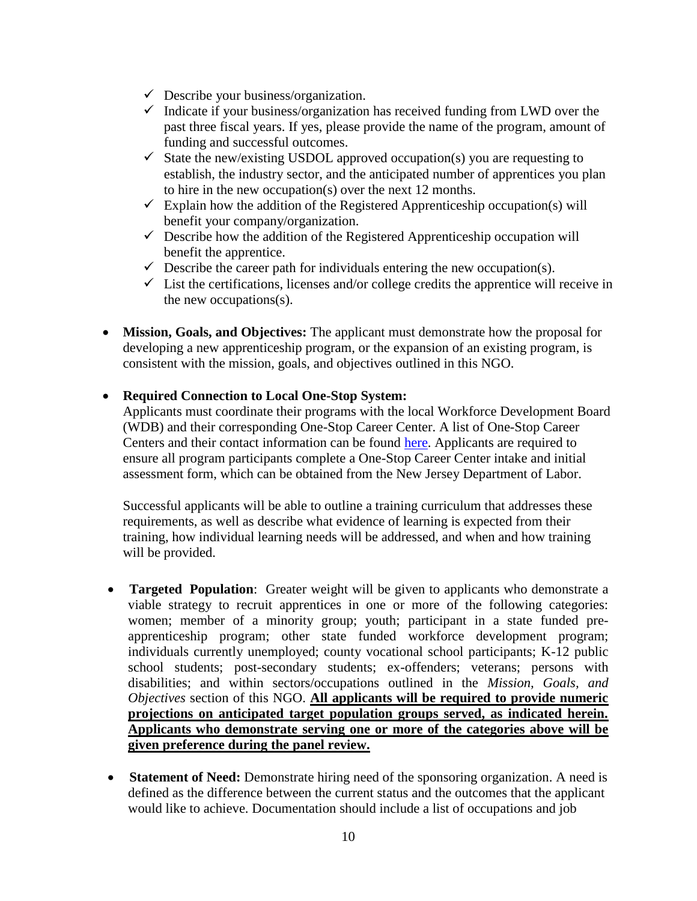- ✓ Describe your business/organization.
- ✓ Indicate if your business/organization has received funding from LWD over the past three fiscal years. If yes, please provide the name of the program, amount of funding and successful outcomes.
- ✓ State the new/existing USDOL approved occupation(s) you are requesting to establish, the industry sector, and the anticipated number of apprentices you plan to hire in the new occupation(s) over the next 12 months.
- ✓ Explain how the addition of the Registered Apprenticeship occupation(s) will benefit your company/organization.
- ✓ Describe how the addition of the Registered Apprenticeship occupation will benefit the apprentice.
- ✓ Describe the career path for individuals entering the new occupation(s).
- ✓ List the certifications, licenses and/or college credits the apprentice will receive in the new occupations(s).

- **Mission, Goals, and Objectives:** The applicant must demonstrate how the proposal for developing a new apprenticeship program, or the expansion of an existing program, is consistent with the mission, goals, and objectives outlined in this NGO.

- **Required Connection to Local One-Stop System:**
  Applicants must coordinate their programs with the local Workforce Development Board (WDB) and their corresponding One-Stop Career Center. A list of One-Stop Career Centers and their contact information can be found here. Applicants are required to ensure all program participants complete a One-Stop Career Center intake and initial assessment form, which can be obtained from the New Jersey Department of Labor.

  Successful applicants will be able to outline a training curriculum that addresses these requirements, as well as describe what evidence of learning is expected from their training, how individual learning needs will be addressed, and when and how training will be provided.

- **Targeted Population**: Greater weight will be given to applicants who demonstrate a viable strategy to recruit apprentices in one or more of the following categories: women; member of a minority group; youth; participant in a state funded pre-apprenticeship program; other state funded workforce development program; individuals currently unemployed; county vocational school participants; K-12 public school students; post-secondary students; ex-offenders; veterans; persons with disabilities; and within sectors/occupations outlined in the *Mission, Goals, and Objectives* section of this NGO. **<u>All applicants will be required to provide numeric projections on anticipated target population groups served, as indicated herein. Applicants who demonstrate serving one or more of the categories above will be given preference during the panel review.</u>**

- **Statement of Need:** Demonstrate hiring need of the sponsoring organization. A need is defined as the difference between the current status and the outcomes that the applicant would like to achieve. Documentation should include a list of occupations and job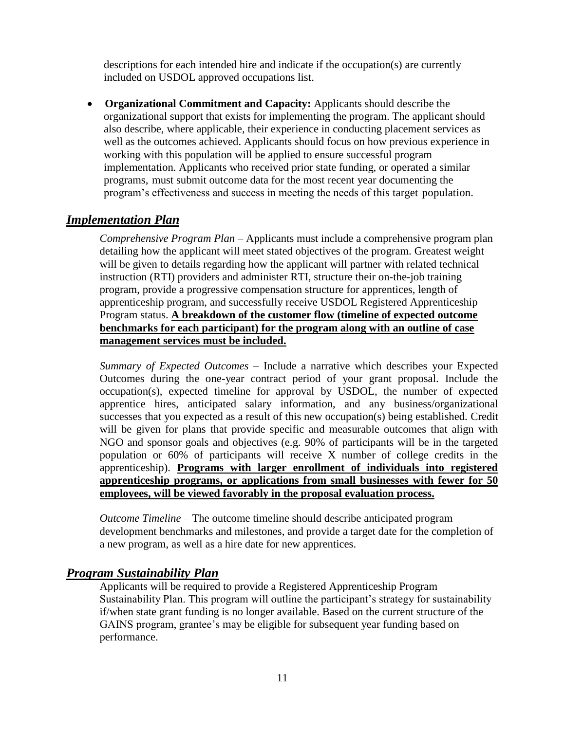descriptions for each intended hire and indicate if the occupation(s) are currently included on USDOL approved occupations list.

- **Organizational Commitment and Capacity:** Applicants should describe the organizational support that exists for implementing the program. The applicant should also describe, where applicable, their experience in conducting placement services as well as the outcomes achieved. Applicants should focus on how previous experience in working with this population will be applied to ensure successful program implementation. Applicants who received prior state funding, or operated a similar programs, must submit outcome data for the most recent year documenting the program's effectiveness and success in meeting the needs of this target population.

## ***Implementation Plan***

*Comprehensive Program Plan* – Applicants must include a comprehensive program plan detailing how the applicant will meet stated objectives of the program. Greatest weight will be given to details regarding how the applicant will partner with related technical instruction (RTI) providers and administer RTI, structure their on-the-job training program, provide a progressive compensation structure for apprentices, length of apprenticeship program, and successfully receive USDOL Registered Apprenticeship Program status. **<u>A breakdown of the customer flow (timeline of expected outcome benchmarks for each participant) for the program along with an outline of case management services must be included.</u>**

*Summary of Expected Outcomes* – Include a narrative which describes your Expected Outcomes during the one-year contract period of your grant proposal. Include the occupation(s), expected timeline for approval by USDOL, the number of expected apprentice hires, anticipated salary information, and any business/organizational successes that you expected as a result of this new occupation(s) being established. Credit will be given for plans that provide specific and measurable outcomes that align with NGO and sponsor goals and objectives (e.g. 90% of participants will be in the targeted population or 60% of participants will receive X number of college credits in the apprenticeship). **<u>Programs with larger enrollment of individuals into registered apprenticeship programs, or applications from small businesses with fewer for 50 employees, will be viewed favorably in the proposal evaluation process.</u>**

*Outcome Timeline* – The outcome timeline should describe anticipated program development benchmarks and milestones, and provide a target date for the completion of a new program, as well as a hire date for new apprentices.

## ***Program Sustainability Plan***

Applicants will be required to provide a Registered Apprenticeship Program Sustainability Plan. This program will outline the participant's strategy for sustainability if/when state grant funding is no longer available. Based on the current structure of the GAINS program, grantee's may be eligible for subsequent year funding based on performance.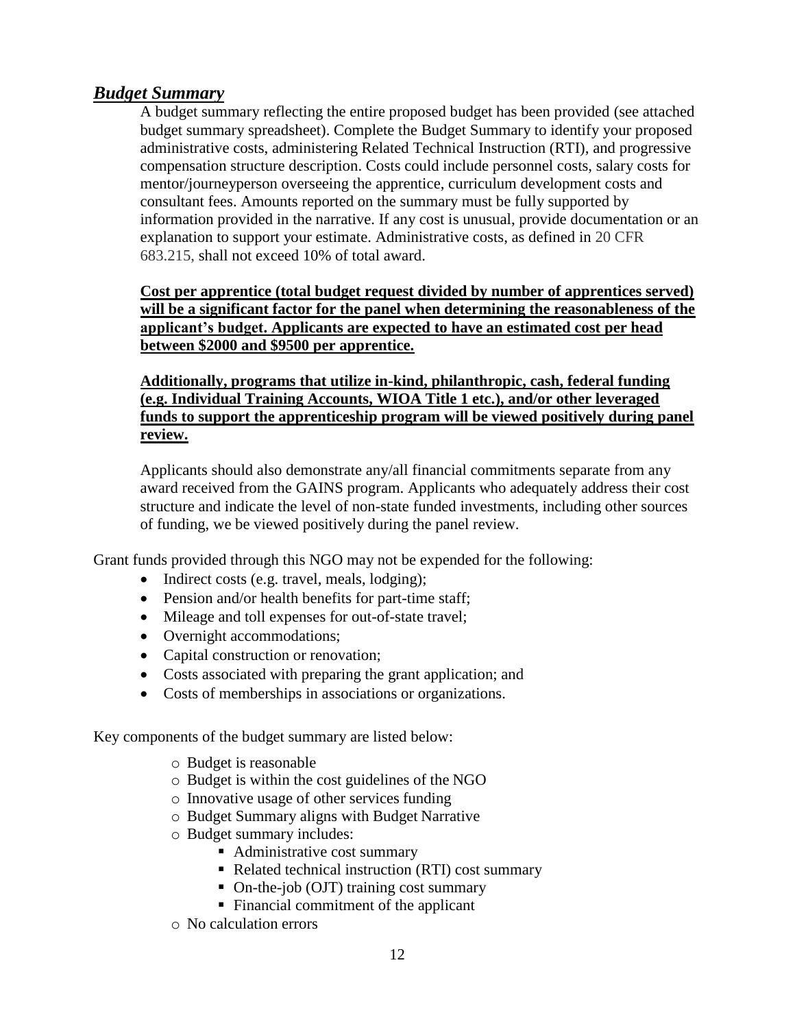## ***Budget Summary***

A budget summary reflecting the entire proposed budget has been provided (see attached budget summary spreadsheet). Complete the Budget Summary to identify your proposed administrative costs, administering Related Technical Instruction (RTI), and progressive compensation structure description. Costs could include personnel costs, salary costs for mentor/journeyperson overseeing the apprentice, curriculum development costs and consultant fees. Amounts reported on the summary must be fully supported by information provided in the narrative. If any cost is unusual, provide documentation or an explanation to support your estimate. Administrative costs, as defined in 20 CFR 683.215, shall not exceed 10% of total award.

**Cost per apprentice (total budget request divided by number of apprentices served) will be a significant factor for the panel when determining the reasonableness of the applicant's budget. Applicants are expected to have an estimated cost per head between $2000 and $9500 per apprentice.**

**Additionally, programs that utilize in-kind, philanthropic, cash, federal funding (e.g. Individual Training Accounts, WIOA Title 1 etc.), and/or other leveraged funds to support the apprenticeship program will be viewed positively during panel review.**

Applicants should also demonstrate any/all financial commitments separate from any award received from the GAINS program. Applicants who adequately address their cost structure and indicate the level of non-state funded investments, including other sources of funding, we be viewed positively during the panel review.

Grant funds provided through this NGO may not be expended for the following:

- Indirect costs (e.g. travel, meals, lodging);
- Pension and/or health benefits for part-time staff;
- Mileage and toll expenses for out-of-state travel;
- Overnight accommodations;
- Capital construction or renovation;
- Costs associated with preparing the grant application; and
- Costs of memberships in associations or organizations.

Key components of the budget summary are listed below:

- Budget is reasonable
- Budget is within the cost guidelines of the NGO
- Innovative usage of other services funding
- Budget Summary aligns with Budget Narrative
- Budget summary includes:
  - Administrative cost summary
  - Related technical instruction (RTI) cost summary
  - On-the-job (OJT) training cost summary
  - Financial commitment of the applicant
- No calculation errors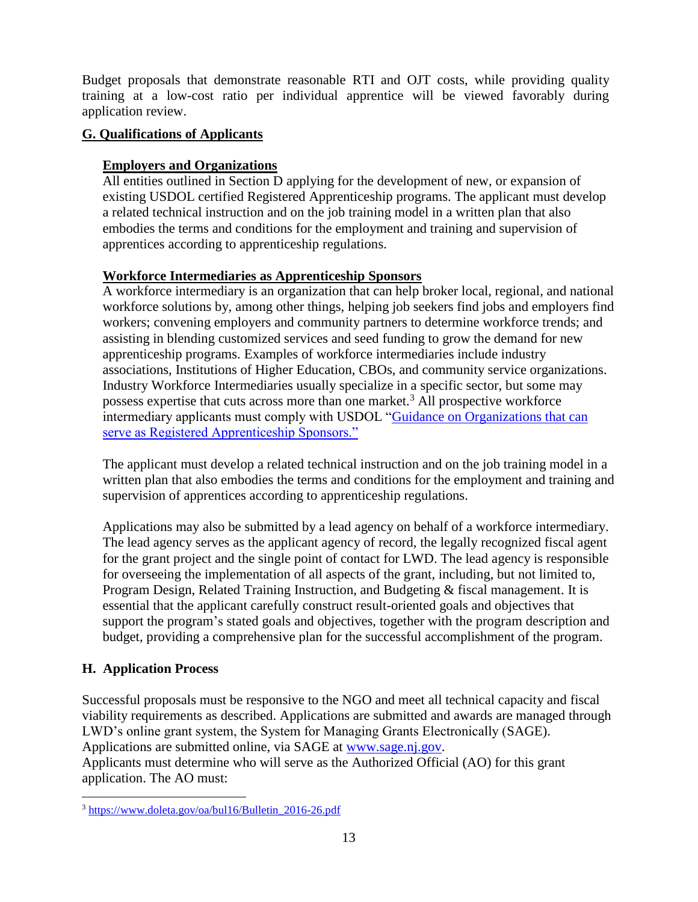Budget proposals that demonstrate reasonable RTI and OJT costs, while providing quality training at a low-cost ratio per individual apprentice will be viewed favorably during application review.

## G. Qualifications of Applicants

### Employers and Organizations

All entities outlined in Section D applying for the development of new, or expansion of existing USDOL certified Registered Apprenticeship programs. The applicant must develop a related technical instruction and on the job training model in a written plan that also embodies the terms and conditions for the employment and training and supervision of apprentices according to apprenticeship regulations.

### Workforce Intermediaries as Apprenticeship Sponsors

A workforce intermediary is an organization that can help broker local, regional, and national workforce solutions by, among other things, helping job seekers find jobs and employers find workers; convening employers and community partners to determine workforce trends; and assisting in blending customized services and seed funding to grow the demand for new apprenticeship programs. Examples of workforce intermediaries include industry associations, Institutions of Higher Education, CBOs, and community service organizations. Industry Workforce Intermediaries usually specialize in a specific sector, but some may possess expertise that cuts across more than one market.[3] All prospective workforce intermediary applicants must comply with USDOL "Guidance on Organizations that can serve as Registered Apprenticeship Sponsors."

The applicant must develop a related technical instruction and on the job training model in a written plan that also embodies the terms and conditions for the employment and training and supervision of apprentices according to apprenticeship regulations.

Applications may also be submitted by a lead agency on behalf of a workforce intermediary. The lead agency serves as the applicant agency of record, the legally recognized fiscal agent for the grant project and the single point of contact for LWD. The lead agency is responsible for overseeing the implementation of all aspects of the grant, including, but not limited to, Program Design, Related Training Instruction, and Budgeting & fiscal management. It is essential that the applicant carefully construct result-oriented goals and objectives that support the program's stated goals and objectives, together with the program description and budget, providing a comprehensive plan for the successful accomplishment of the program.

## H. Application Process

Successful proposals must be responsive to the NGO and meet all technical capacity and fiscal viability requirements as described. Applications are submitted and awards are managed through LWD's online grant system, the System for Managing Grants Electronically (SAGE). Applications are submitted online, via SAGE at www.sage.nj.gov.

Applicants must determine who will serve as the Authorized Official (AO) for this grant application. The AO must:

---

[3] https://www.doleta.gov/oa/bul16/Bulletin_2016-26.pdf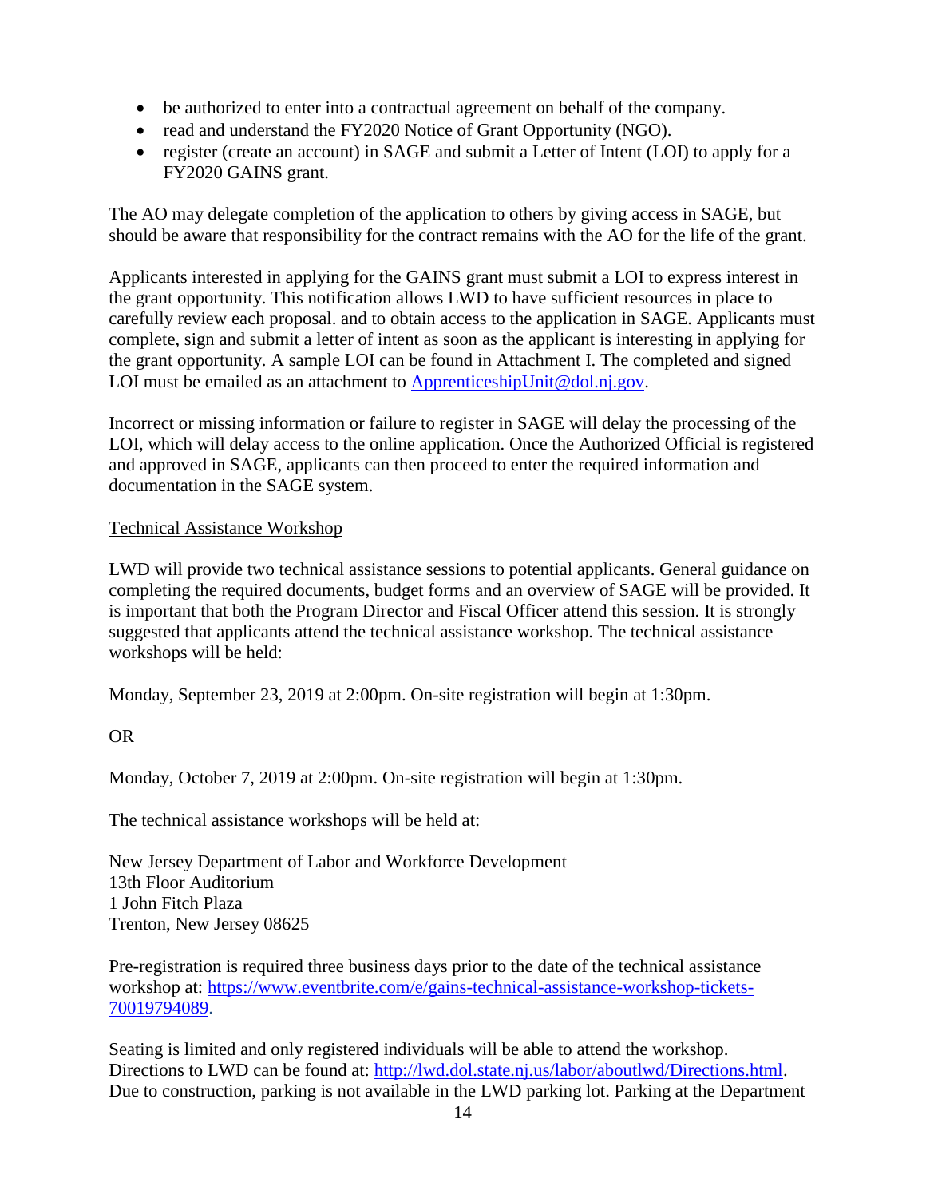- be authorized to enter into a contractual agreement on behalf of the company.
- read and understand the FY2020 Notice of Grant Opportunity (NGO).
- register (create an account) in SAGE and submit a Letter of Intent (LOI) to apply for a FY2020 GAINS grant.

The AO may delegate completion of the application to others by giving access in SAGE, but should be aware that responsibility for the contract remains with the AO for the life of the grant.

Applicants interested in applying for the GAINS grant must submit a LOI to express interest in the grant opportunity. This notification allows LWD to have sufficient resources in place to carefully review each proposal. and to obtain access to the application in SAGE. Applicants must complete, sign and submit a letter of intent as soon as the applicant is interesting in applying for the grant opportunity. A sample LOI can be found in Attachment I. The completed and signed LOI must be emailed as an attachment to ApprenticeshipUnit@dol.nj.gov.

Incorrect or missing information or failure to register in SAGE will delay the processing of the LOI, which will delay access to the online application. Once the Authorized Official is registered and approved in SAGE, applicants can then proceed to enter the required information and documentation in the SAGE system.

Technical Assistance Workshop

LWD will provide two technical assistance sessions to potential applicants. General guidance on completing the required documents, budget forms and an overview of SAGE will be provided. It is important that both the Program Director and Fiscal Officer attend this session. It is strongly suggested that applicants attend the technical assistance workshop. The technical assistance workshops will be held:

Monday, September 23, 2019 at 2:00pm. On-site registration will begin at 1:30pm.

OR

Monday, October 7, 2019 at 2:00pm. On-site registration will begin at 1:30pm.

The technical assistance workshops will be held at:

New Jersey Department of Labor and Workforce Development
13th Floor Auditorium
1 John Fitch Plaza
Trenton, New Jersey 08625

Pre-registration is required three business days prior to the date of the technical assistance workshop at: https://www.eventbrite.com/e/gains-technical-assistance-workshop-tickets-70019794089.

Seating is limited and only registered individuals will be able to attend the workshop. Directions to LWD can be found at: http://lwd.dol.state.nj.us/labor/aboutlwd/Directions.html. Due to construction, parking is not available in the LWD parking lot. Parking at the Department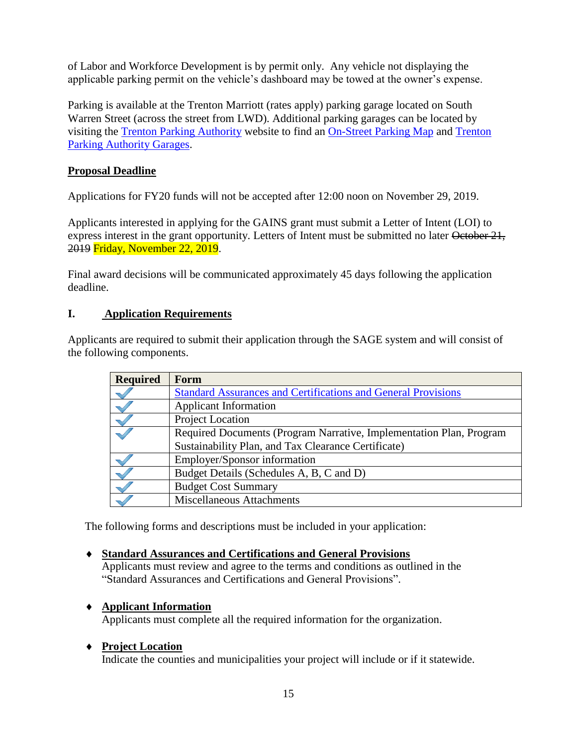of Labor and Workforce Development is by permit only. Any vehicle not displaying the applicable parking permit on the vehicle's dashboard may be towed at the owner's expense.

Parking is available at the Trenton Marriott (rates apply) parking garage located on South Warren Street (across the street from LWD). Additional parking garages can be located by visiting the Trenton Parking Authority website to find an On-Street Parking Map and Trenton Parking Authority Garages.

**Proposal Deadline**

Applications for FY20 funds will not be accepted after 12:00 noon on November 29, 2019.

Applicants interested in applying for the GAINS grant must submit a Letter of Intent (LOI) to express interest in the grant opportunity. Letters of Intent must be submitted no later ~~October 21, 2019~~ Friday, November 22, 2019.

Final award decisions will be communicated approximately 45 days following the application deadline.

## I. Application Requirements

Applicants are required to submit their application through the SAGE system and will consist of the following components.

| Required | Form |
|---|---|
| ✓ | Standard Assurances and Certifications and General Provisions |
| ✓ | Applicant Information |
| ✓ | Project Location |
| ✓ | Required Documents (Program Narrative, Implementation Plan, Program Sustainability Plan, and Tax Clearance Certificate) |
| ✓ | Employer/Sponsor information |
| ✓ | Budget Details (Schedules A, B, C and D) |
| ✓ | Budget Cost Summary |
| ✓ | Miscellaneous Attachments |

The following forms and descriptions must be included in your application:

- **Standard Assurances and Certifications and General Provisions**
  Applicants must review and agree to the terms and conditions as outlined in the "Standard Assurances and Certifications and General Provisions".

- **Applicant Information**
  Applicants must complete all the required information for the organization.

- **Project Location**
  Indicate the counties and municipalities your project will include or if it statewide.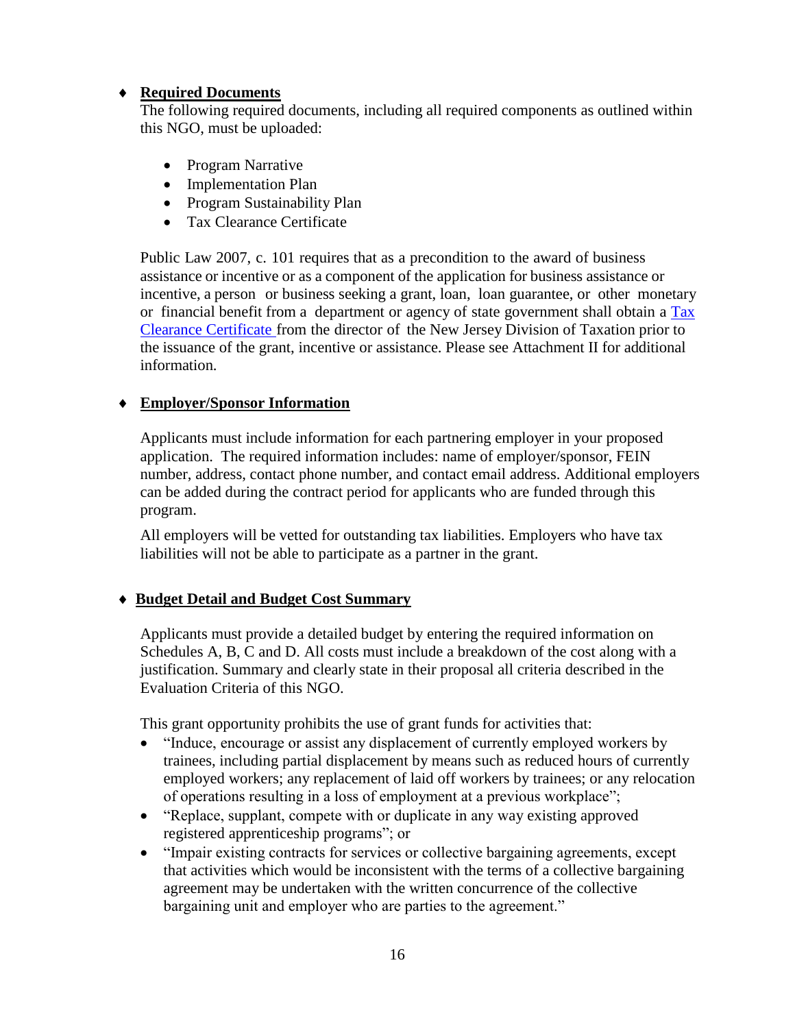- **Required Documents**

  The following required documents, including all required components as outlined within this NGO, must be uploaded:

  - Program Narrative
  - Implementation Plan
  - Program Sustainability Plan
  - Tax Clearance Certificate

  Public Law 2007, c. 101 requires that as a precondition to the award of business assistance or incentive or as a component of the application for business assistance or incentive, a person or business seeking a grant, loan, loan guarantee, or other monetary or financial benefit from a department or agency of state government shall obtain a Tax Clearance Certificate from the director of the New Jersey Division of Taxation prior to the issuance of the grant, incentive or assistance. Please see Attachment II for additional information.

- **Employer/Sponsor Information**

  Applicants must include information for each partnering employer in your proposed application. The required information includes: name of employer/sponsor, FEIN number, address, contact phone number, and contact email address. Additional employers can be added during the contract period for applicants who are funded through this program.

  All employers will be vetted for outstanding tax liabilities. Employers who have tax liabilities will not be able to participate as a partner in the grant.

- **Budget Detail and Budget Cost Summary**

  Applicants must provide a detailed budget by entering the required information on Schedules A, B, C and D. All costs must include a breakdown of the cost along with a justification. Summary and clearly state in their proposal all criteria described in the Evaluation Criteria of this NGO.

  This grant opportunity prohibits the use of grant funds for activities that:

  - "Induce, encourage or assist any displacement of currently employed workers by trainees, including partial displacement by means such as reduced hours of currently employed workers; any replacement of laid off workers by trainees; or any relocation of operations resulting in a loss of employment at a previous workplace";
  - "Replace, supplant, compete with or duplicate in any way existing approved registered apprenticeship programs"; or
  - "Impair existing contracts for services or collective bargaining agreements, except that activities which would be inconsistent with the terms of a collective bargaining agreement may be undertaken with the written concurrence of the collective bargaining unit and employer who are parties to the agreement."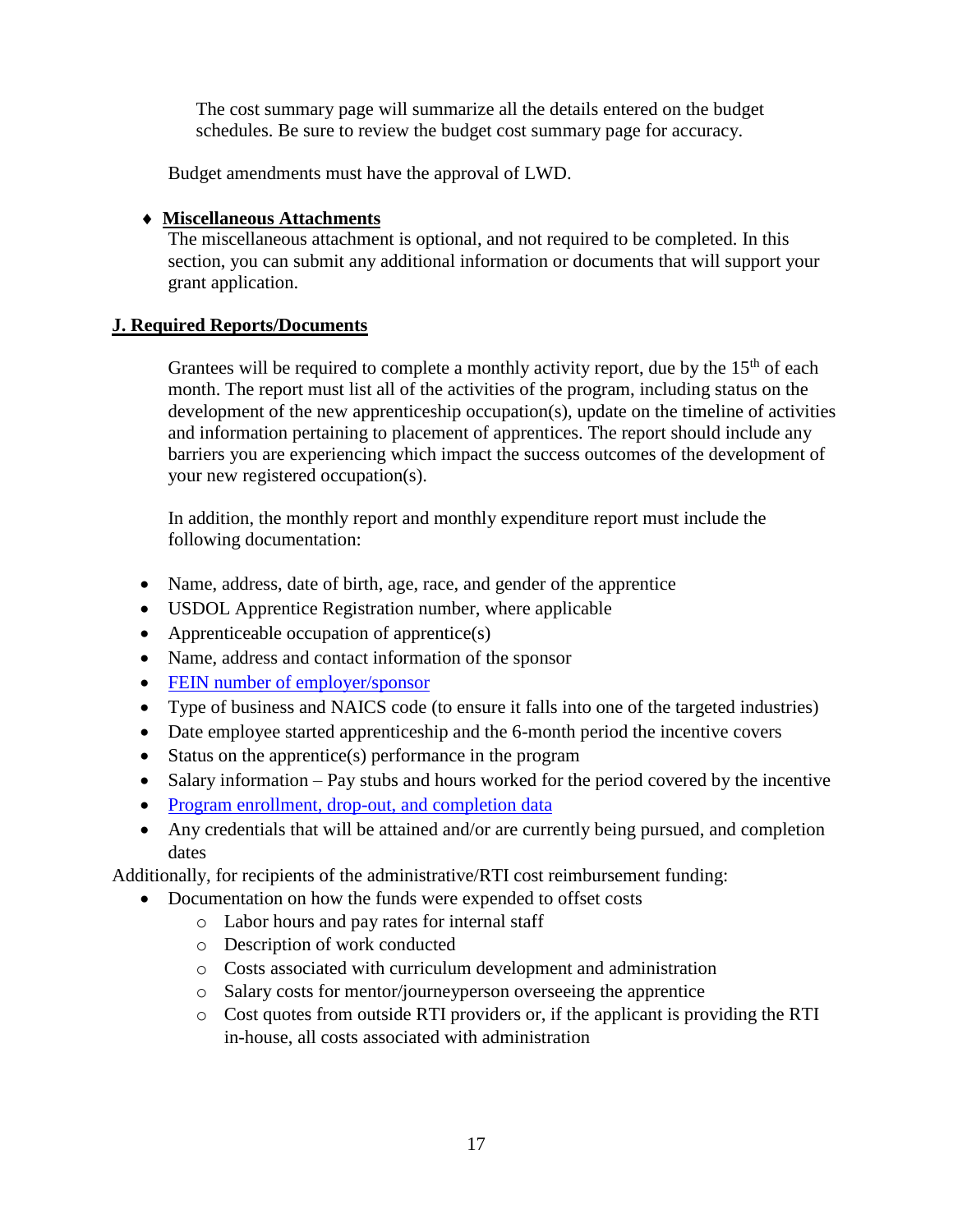The cost summary page will summarize all the details entered on the budget schedules. Be sure to review the budget cost summary page for accuracy.

Budget amendments must have the approval of LWD.

♦ **Miscellaneous Attachments**

The miscellaneous attachment is optional, and not required to be completed. In this section, you can submit any additional information or documents that will support your grant application.

## J. Required Reports/Documents

Grantees will be required to complete a monthly activity report, due by the 15th of each month. The report must list all of the activities of the program, including status on the development of the new apprenticeship occupation(s), update on the timeline of activities and information pertaining to placement of apprentices. The report should include any barriers you are experiencing which impact the success outcomes of the development of your new registered occupation(s).

In addition, the monthly report and monthly expenditure report must include the following documentation:

- Name, address, date of birth, age, race, and gender of the apprentice
- USDOL Apprentice Registration number, where applicable
- Apprenticeable occupation of apprentice(s)
- Name, address and contact information of the sponsor
- FEIN number of employer/sponsor
- Type of business and NAICS code (to ensure it falls into one of the targeted industries)
- Date employee started apprenticeship and the 6-month period the incentive covers
- Status on the apprentice(s) performance in the program
- Salary information – Pay stubs and hours worked for the period covered by the incentive
- Program enrollment, drop-out, and completion data
- Any credentials that will be attained and/or are currently being pursued, and completion dates

Additionally, for recipients of the administrative/RTI cost reimbursement funding:

- Documentation on how the funds were expended to offset costs
  - Labor hours and pay rates for internal staff
  - Description of work conducted
  - Costs associated with curriculum development and administration
  - Salary costs for mentor/journeyperson overseeing the apprentice
  - Cost quotes from outside RTI providers or, if the applicant is providing the RTI in-house, all costs associated with administration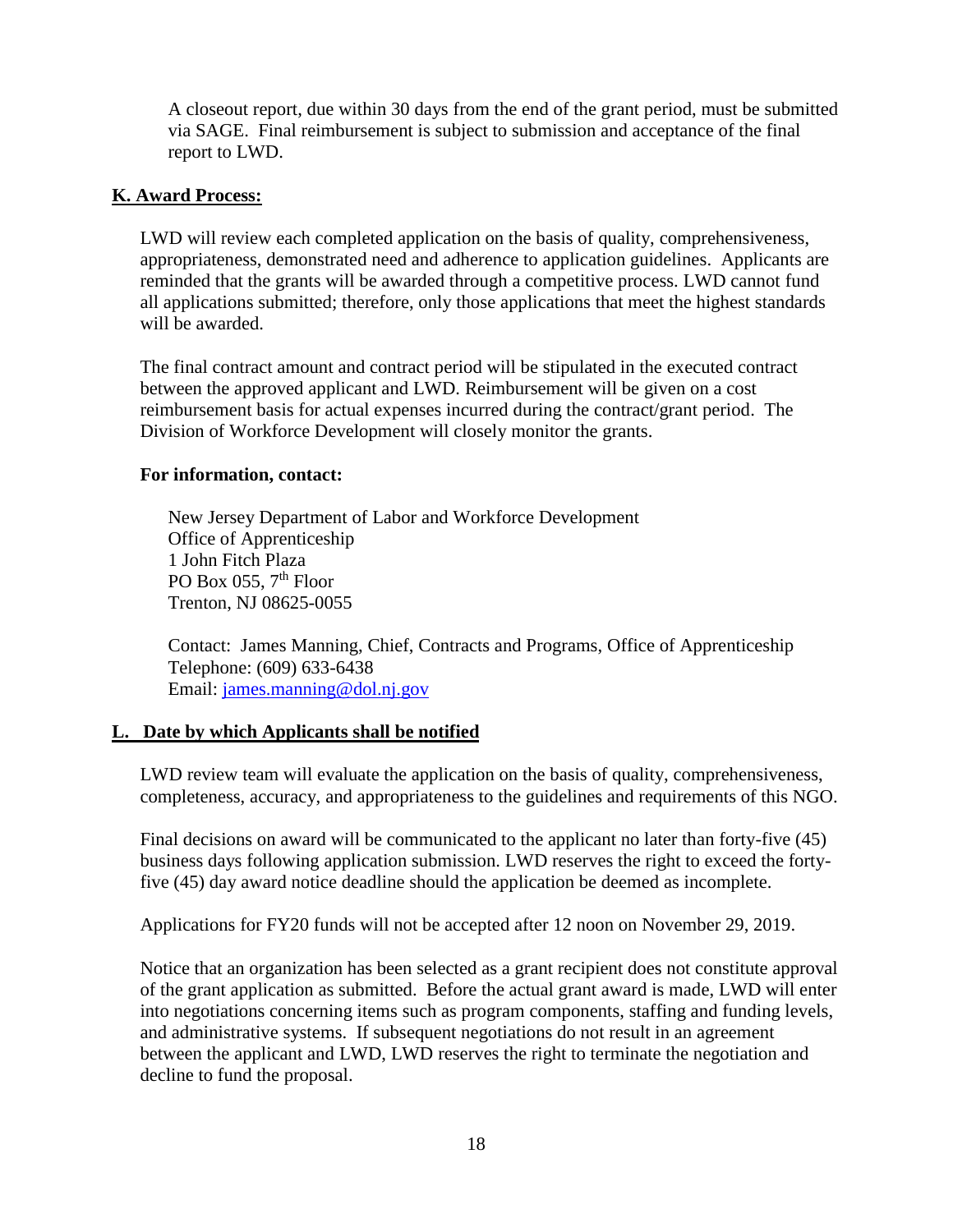A closeout report, due within 30 days from the end of the grant period, must be submitted via SAGE. Final reimbursement is subject to submission and acceptance of the final report to LWD.

## K. Award Process:

LWD will review each completed application on the basis of quality, comprehensiveness, appropriateness, demonstrated need and adherence to application guidelines. Applicants are reminded that the grants will be awarded through a competitive process. LWD cannot fund all applications submitted; therefore, only those applications that meet the highest standards will be awarded.

The final contract amount and contract period will be stipulated in the executed contract between the approved applicant and LWD. Reimbursement will be given on a cost reimbursement basis for actual expenses incurred during the contract/grant period. The Division of Workforce Development will closely monitor the grants.

**For information, contact:**

New Jersey Department of Labor and Workforce Development
Office of Apprenticeship
1 John Fitch Plaza
PO Box 055, 7th Floor
Trenton, NJ 08625-0055

Contact: James Manning, Chief, Contracts and Programs, Office of Apprenticeship
Telephone: (609) 633-6438
Email: james.manning@dol.nj.gov

## L. Date by which Applicants shall be notified

LWD review team will evaluate the application on the basis of quality, comprehensiveness, completeness, accuracy, and appropriateness to the guidelines and requirements of this NGO.

Final decisions on award will be communicated to the applicant no later than forty-five (45) business days following application submission. LWD reserves the right to exceed the forty-five (45) day award notice deadline should the application be deemed as incomplete.

Applications for FY20 funds will not be accepted after 12 noon on November 29, 2019.

Notice that an organization has been selected as a grant recipient does not constitute approval of the grant application as submitted. Before the actual grant award is made, LWD will enter into negotiations concerning items such as program components, staffing and funding levels, and administrative systems. If subsequent negotiations do not result in an agreement between the applicant and LWD, LWD reserves the right to terminate the negotiation and decline to fund the proposal.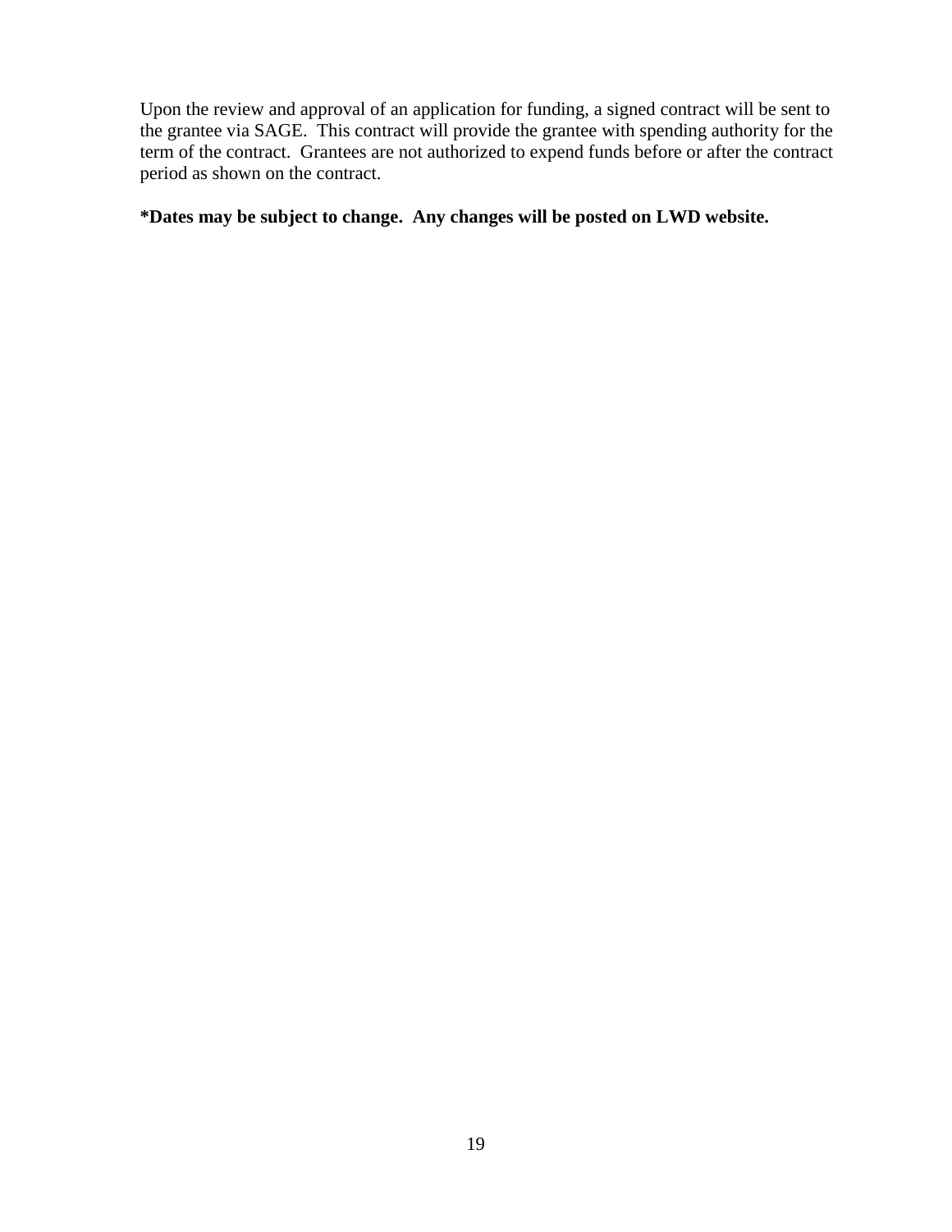Upon the review and approval of an application for funding, a signed contract will be sent to the grantee via SAGE. This contract will provide the grantee with spending authority for the term of the contract. Grantees are not authorized to expend funds before or after the contract period as shown on the contract.

**\*Dates may be subject to change. Any changes will be posted on LWD website.**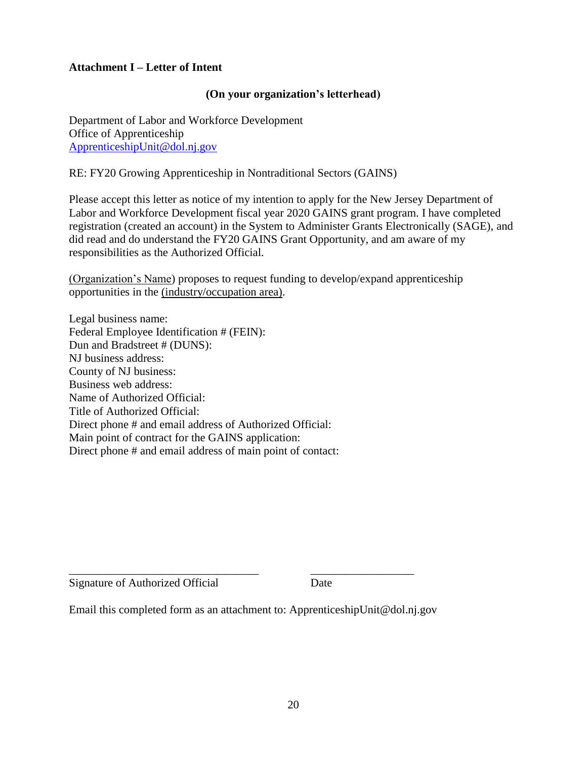**Attachment I – Letter of Intent**

**(On your organization's letterhead)**

Department of Labor and Workforce Development
Office of Apprenticeship
ApprenticeshipUnit@dol.nj.gov

RE: FY20 Growing Apprenticeship in Nontraditional Sectors (GAINS)

Please accept this letter as notice of my intention to apply for the New Jersey Department of Labor and Workforce Development fiscal year 2020 GAINS grant program. I have completed registration (created an account) in the System to Administer Grants Electronically (SAGE), and did read and do understand the FY20 GAINS Grant Opportunity, and am aware of my responsibilities as the Authorized Official.

(Organization's Name) proposes to request funding to develop/expand apprenticeship opportunities in the (industry/occupation area).

Legal business name:
Federal Employee Identification # (FEIN):
Dun and Bradstreet # (DUNS):
NJ business address:
County of NJ business:
Business web address:
Name of Authorized Official:
Title of Authorized Official:
Direct phone # and email address of Authorized Official:
Main point of contract for the GAINS application:
Direct phone # and email address of main point of contact:

_________________________________ ________________
Signature of Authorized Official Date

Email this completed form as an attachment to: ApprenticeshipUnit@dol.nj.gov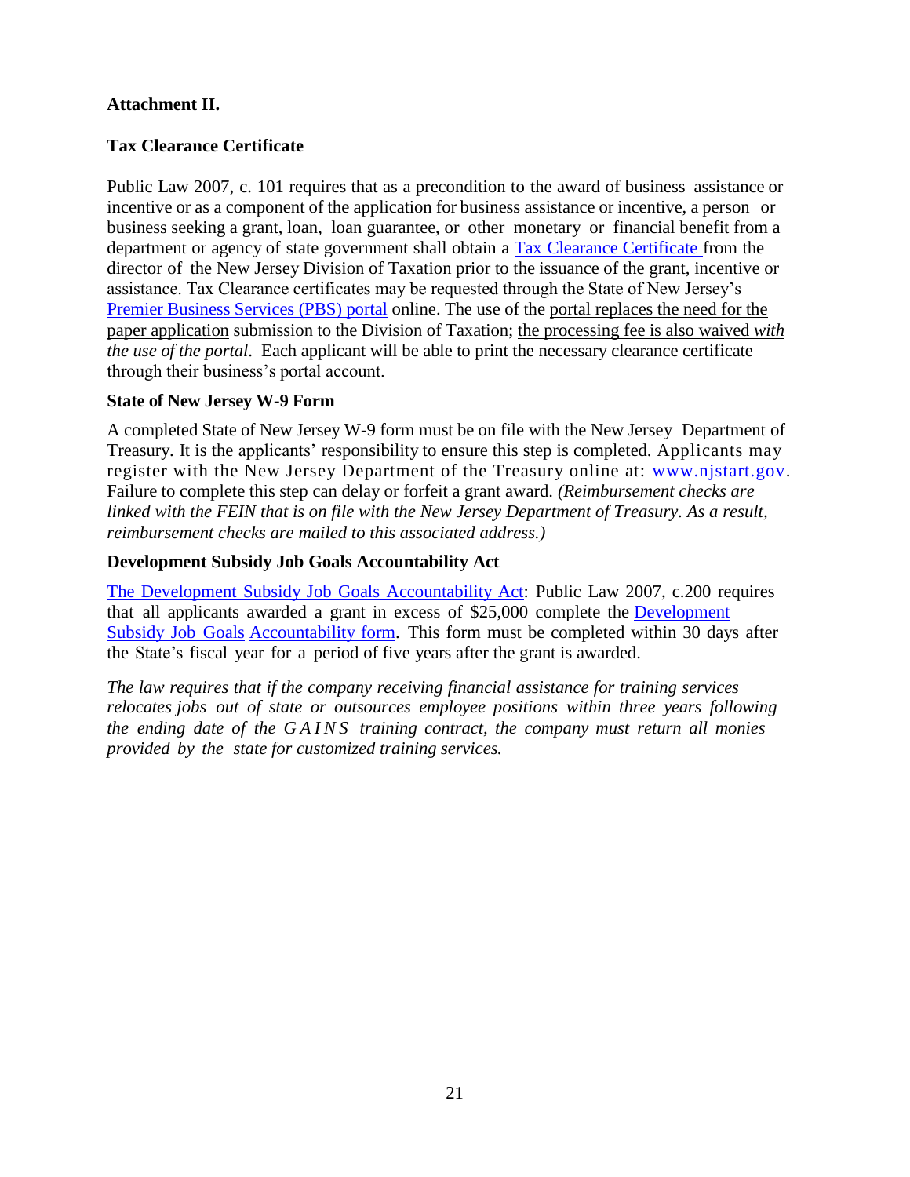**Attachment II.**

**Tax Clearance Certificate**

Public Law 2007, c. 101 requires that as a precondition to the award of business assistance or incentive or as a component of the application for business assistance or incentive, a person or business seeking a grant, loan, loan guarantee, or other monetary or financial benefit from a department or agency of state government shall obtain a Tax Clearance Certificate from the director of the New Jersey Division of Taxation prior to the issuance of the grant, incentive or assistance. Tax Clearance certificates may be requested through the State of New Jersey's Premier Business Services (PBS) portal online. The use of the portal replaces the need for the paper application submission to the Division of Taxation; the processing fee is also waived *with the use of the portal.* Each applicant will be able to print the necessary clearance certificate through their business's portal account.

**State of New Jersey W-9 Form**

A completed State of New Jersey W-9 form must be on file with the New Jersey Department of Treasury. It is the applicants' responsibility to ensure this step is completed. Applicants may register with the New Jersey Department of the Treasury online at: www.njstart.gov. Failure to complete this step can delay or forfeit a grant award. *(Reimbursement checks are linked with the FEIN that is on file with the New Jersey Department of Treasury. As a result, reimbursement checks are mailed to this associated address.)*

**Development Subsidy Job Goals Accountability Act**

The Development Subsidy Job Goals Accountability Act: Public Law 2007, c.200 requires that all applicants awarded a grant in excess of $25,000 complete the Development Subsidy Job Goals Accountability form. This form must be completed within 30 days after the State's fiscal year for a period of five years after the grant is awarded.

*The law requires that if the company receiving financial assistance for training services relocates jobs out of state or outsources employee positions within three years following the ending date of the GAINS training contract, the company must return all monies provided by the state for customized training services.*